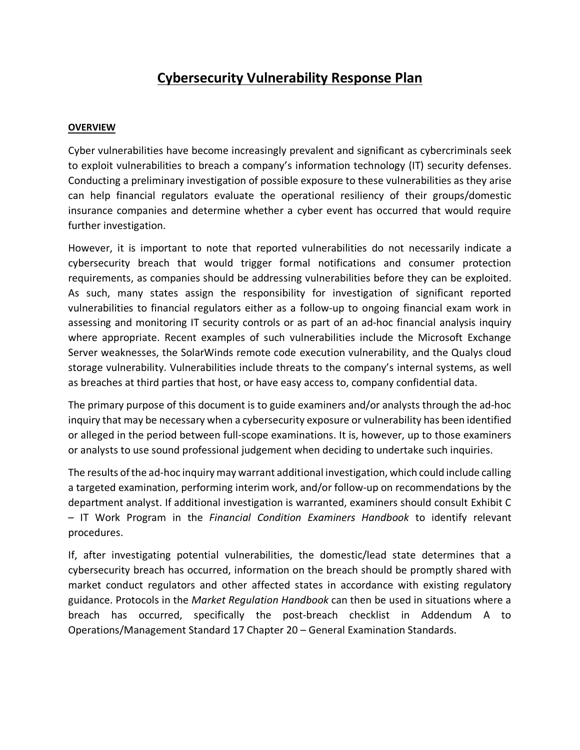# Cybersecurity Vulnerability Response Plan

## OVERVIEW

Cyber vulnerabilities have become increasingly prevalent and significant as cybercriminals seek to exploit vulnerabilities to breach a company's information technology (IT) security defenses. Conducting a preliminary investigation of possible exposure to these vulnerabilities as they arise can help financial regulators evaluate the operational resiliency of their groups/domestic insurance companies and determine whether a cyber event has occurred that would require further investigation.

However, it is important to note that reported vulnerabilities do not necessarily indicate a cybersecurity breach that would trigger formal notifications and consumer protection requirements, as companies should be addressing vulnerabilities before they can be exploited. As such, many states assign the responsibility for investigation of significant reported vulnerabilities to financial regulators either as a follow-up to ongoing financial exam work in assessing and monitoring IT security controls or as part of an ad-hoc financial analysis inquiry where appropriate. Recent examples of such vulnerabilities include the Microsoft Exchange Server weaknesses, the SolarWinds remote code execution vulnerability, and the Qualys cloud storage vulnerability. Vulnerabilities include threats to the company's internal systems, as well as breaches at third parties that host, or have easy access to, company confidential data.

The primary purpose of this document is to guide examiners and/or analysts through the ad-hoc inquiry that may be necessary when a cybersecurity exposure or vulnerability has been identified or alleged in the period between full-scope examinations. It is, however, up to those examiners or analysts to use sound professional judgement when deciding to undertake such inquiries.

The results of the ad-hoc inquiry may warrant additional investigation, which could include calling a targeted examination, performing interim work, and/or follow-up on recommendations by the department analyst. If additional investigation is warranted, examiners should consult Exhibit C – IT Work Program in the *Financial Condition Examiners Handbook* to identify relevant procedures.

If, after investigating potential vulnerabilities, the domestic/lead state determines that a cybersecurity breach has occurred, information on the breach should be promptly shared with market conduct regulators and other affected states in accordance with existing regulatory guidance. Protocols in the *Market Regulation Handbook* can then be used in situations where a breach has occurred, specifically the post-breach checklist in Addendum A to Operations/Management Standard 17 Chapter 20 – General Examination Standards.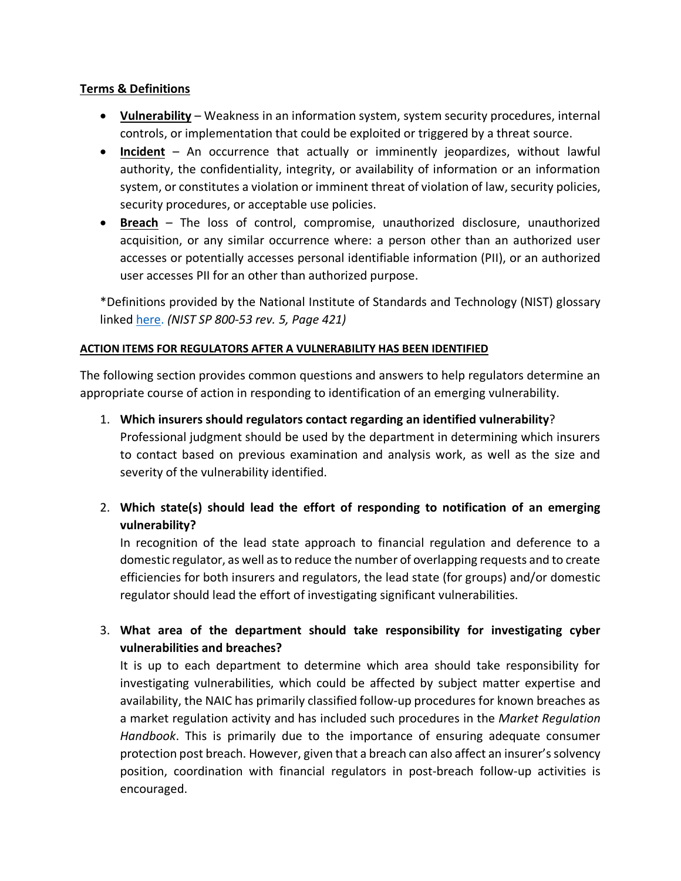**Terms & Definitions**

- **Vulnerability** – Weakness in an information system, system security procedures, internal controls, or implementation that could be exploited or triggered by a threat source.
- **Incident** – An occurrence that actually or imminently jeopardizes, without lawful authority, the confidentiality, integrity, or availability of information or an information system, or constitutes a violation or imminent threat of violation of law, security policies, security procedures, or acceptable use policies.
- **Breach** – The loss of control, compromise, unauthorized disclosure, unauthorized acquisition, or any similar occurrence where: a person other than an authorized user accesses or potentially accesses personal identifiable information (PII), or an authorized user accesses PII for an other than authorized purpose.

*Definitions provided by the National Institute of Standards and Technology (NIST) glossary linked here. *(NIST SP 800-53 rev. 5, Page 421)*

**ACTION ITEMS FOR REGULATORS AFTER A VULNERABILITY HAS BEEN IDENTIFIED**

The following section provides common questions and answers to help regulators determine an appropriate course of action in responding to identification of an emerging vulnerability.

1. **Which insurers should regulators contact regarding an identified vulnerability**?
   Professional judgment should be used by the department in determining which insurers to contact based on previous examination and analysis work, as well as the size and severity of the vulnerability identified.

2. **Which state(s) should lead the effort of responding to notification of an emerging vulnerability?**
   In recognition of the lead state approach to financial regulation and deference to a domestic regulator, as well as to reduce the number of overlapping requests and to create efficiencies for both insurers and regulators, the lead state (for groups) and/or domestic regulator should lead the effort of investigating significant vulnerabilities.

3. **What area of the department should take responsibility for investigating cyber vulnerabilities and breaches?**
   It is up to each department to determine which area should take responsibility for investigating vulnerabilities, which could be affected by subject matter expertise and availability, the NAIC has primarily classified follow-up procedures for known breaches as a market regulation activity and has included such procedures in the *Market Regulation Handbook*. This is primarily due to the importance of ensuring adequate consumer protection post breach. However, given that a breach can also affect an insurer's solvency position, coordination with financial regulators in post-breach follow-up activities is encouraged.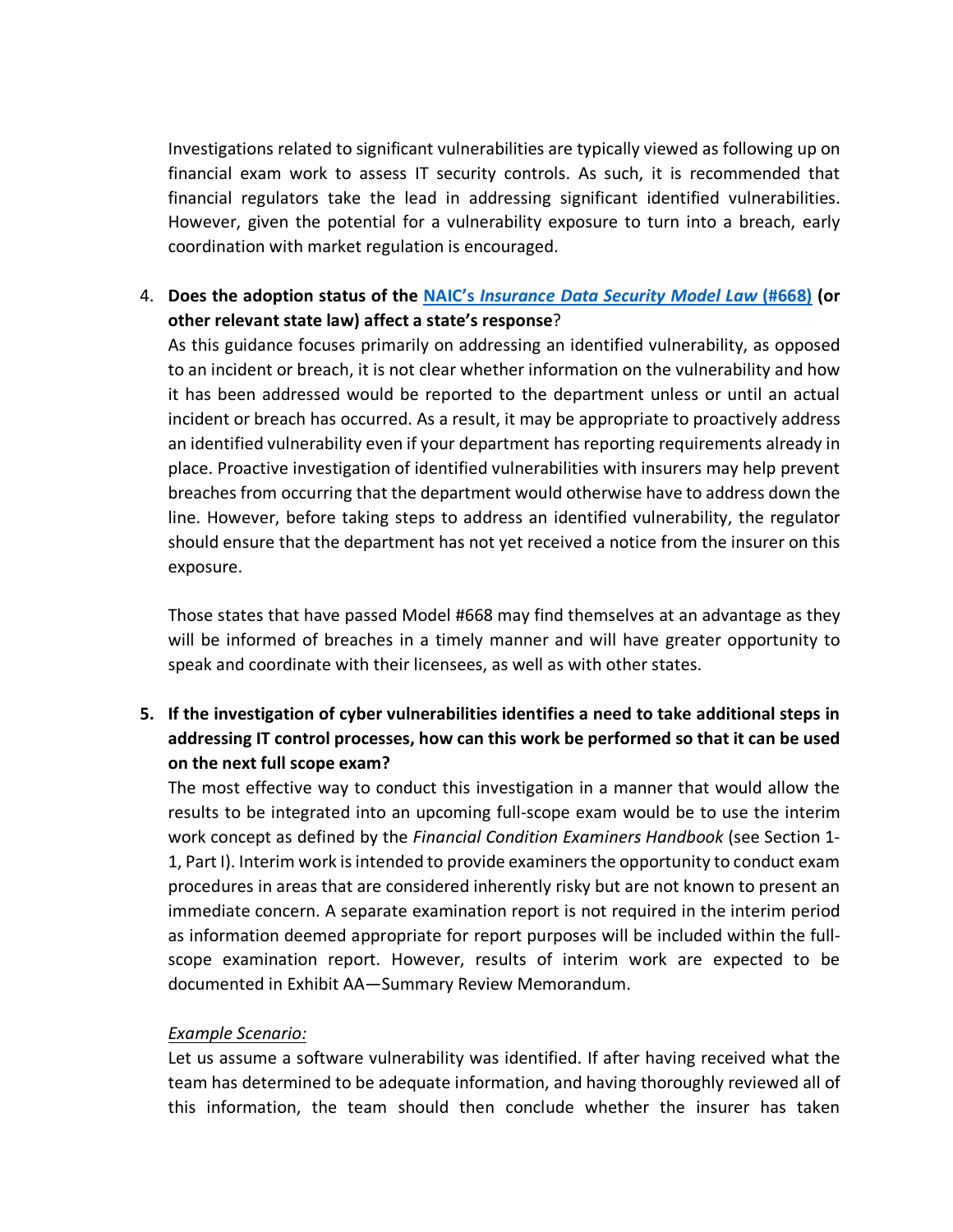Investigations related to significant vulnerabilities are typically viewed as following up on financial exam work to assess IT security controls. As such, it is recommended that financial regulators take the lead in addressing significant identified vulnerabilities. However, given the potential for a vulnerability exposure to turn into a breach, early coordination with market regulation is encouraged.

4. **Does the adoption status of the [NAIC's *Insurance Data Security Model Law* (#668)] (or other relevant state law) affect a state's response?**
   As this guidance focuses primarily on addressing an identified vulnerability, as opposed to an incident or breach, it is not clear whether information on the vulnerability and how it has been addressed would be reported to the department unless or until an actual incident or breach has occurred. As a result, it may be appropriate to proactively address an identified vulnerability even if your department has reporting requirements already in place. Proactive investigation of identified vulnerabilities with insurers may help prevent breaches from occurring that the department would otherwise have to address down the line. However, before taking steps to address an identified vulnerability, the regulator should ensure that the department has not yet received a notice from the insurer on this exposure.

   Those states that have passed Model #668 may find themselves at an advantage as they will be informed of breaches in a timely manner and will have greater opportunity to speak and coordinate with their licensees, as well as with other states.

5. **If the investigation of cyber vulnerabilities identifies a need to take additional steps in addressing IT control processes, how can this work be performed so that it can be used on the next full scope exam?**
   The most effective way to conduct this investigation in a manner that would allow the results to be integrated into an upcoming full-scope exam would be to use the interim work concept as defined by the *Financial Condition Examiners Handbook* (see Section 1-1, Part I). Interim work is intended to provide examiners the opportunity to conduct exam procedures in areas that are considered inherently risky but are not known to present an immediate concern. A separate examination report is not required in the interim period as information deemed appropriate for report purposes will be included within the full-scope examination report. However, results of interim work are expected to be documented in Exhibit AA—Summary Review Memorandum.

   *Example Scenario:*
   Let us assume a software vulnerability was identified. If after having received what the team has determined to be adequate information, and having thoroughly reviewed all of this information, the team should then conclude whether the insurer has taken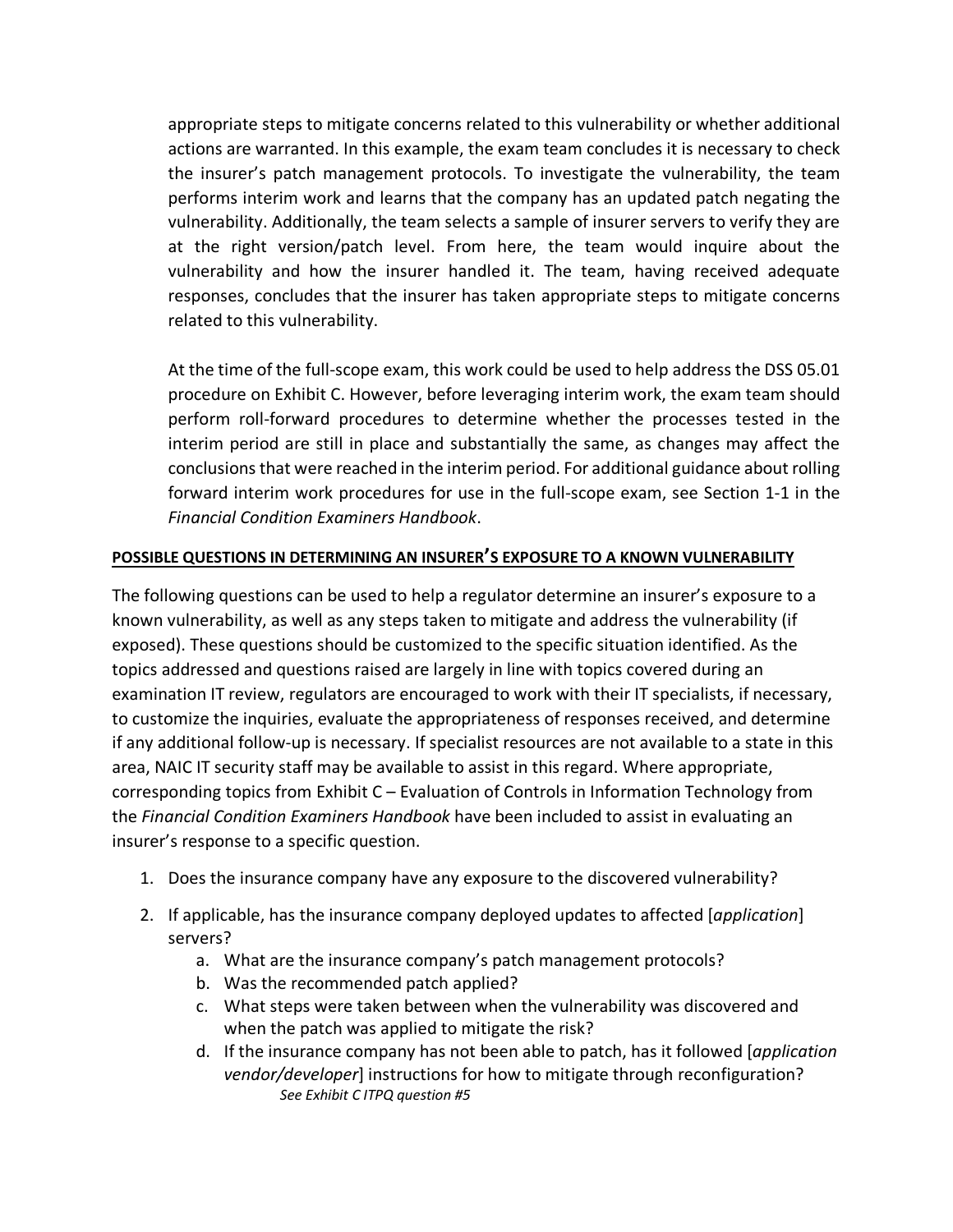appropriate steps to mitigate concerns related to this vulnerability or whether additional actions are warranted. In this example, the exam team concludes it is necessary to check the insurer's patch management protocols. To investigate the vulnerability, the team performs interim work and learns that the company has an updated patch negating the vulnerability. Additionally, the team selects a sample of insurer servers to verify they are at the right version/patch level. From here, the team would inquire about the vulnerability and how the insurer handled it. The team, having received adequate responses, concludes that the insurer has taken appropriate steps to mitigate concerns related to this vulnerability.

At the time of the full-scope exam, this work could be used to help address the DSS 05.01 procedure on Exhibit C. However, before leveraging interim work, the exam team should perform roll-forward procedures to determine whether the processes tested in the interim period are still in place and substantially the same, as changes may affect the conclusions that were reached in the interim period. For additional guidance about rolling forward interim work procedures for use in the full-scope exam, see Section 1-1 in the *Financial Condition Examiners Handbook*.

**POSSIBLE QUESTIONS IN DETERMINING AN INSURER'S EXPOSURE TO A KNOWN VULNERABILITY**

The following questions can be used to help a regulator determine an insurer's exposure to a known vulnerability, as well as any steps taken to mitigate and address the vulnerability (if exposed). These questions should be customized to the specific situation identified. As the topics addressed and questions raised are largely in line with topics covered during an examination IT review, regulators are encouraged to work with their IT specialists, if necessary, to customize the inquiries, evaluate the appropriateness of responses received, and determine if any additional follow-up is necessary. If specialist resources are not available to a state in this area, NAIC IT security staff may be available to assist in this regard. Where appropriate, corresponding topics from Exhibit C – Evaluation of Controls in Information Technology from the *Financial Condition Examiners Handbook* have been included to assist in evaluating an insurer's response to a specific question.

1. Does the insurance company have any exposure to the discovered vulnerability?
2. If applicable, has the insurance company deployed updates to affected [*application*] servers?
    a. What are the insurance company's patch management protocols?
    b. Was the recommended patch applied?
    c. What steps were taken between when the vulnerability was discovered and when the patch was applied to mitigate the risk?
    d. If the insurance company has not been able to patch, has it followed [*application vendor/developer*] instructions for how to mitigate through reconfiguration?
    *See Exhibit C ITPQ question #5*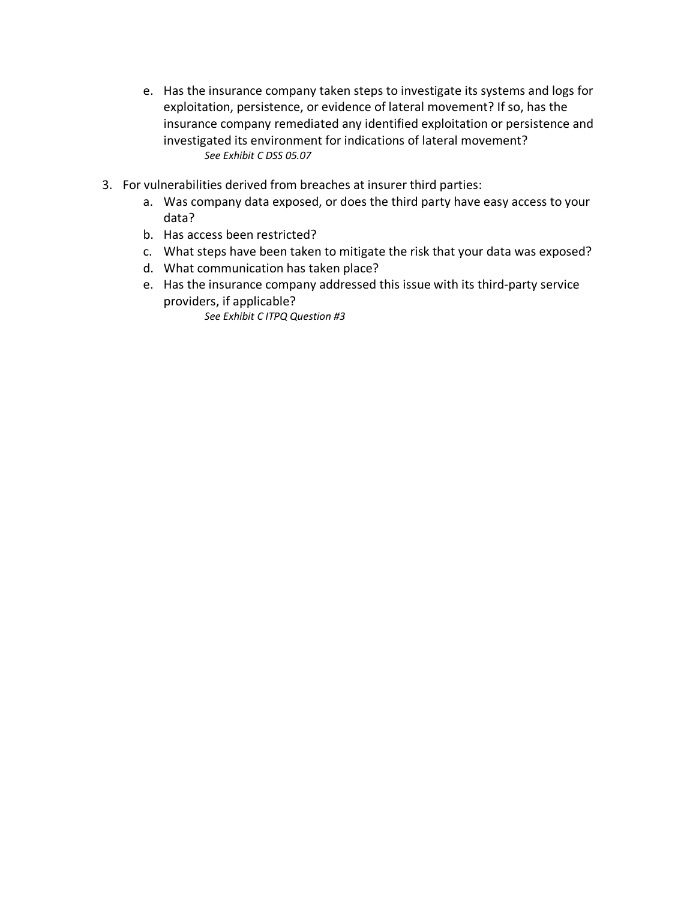e. Has the insurance company taken steps to investigate its systems and logs for exploitation, persistence, or evidence of lateral movement? If so, has the insurance company remediated any identified exploitation or persistence and investigated its environment for indications of lateral movement?
      *See Exhibit C DSS 05.07*

3. For vulnerabilities derived from breaches at insurer third parties:
   a. Was company data exposed, or does the third party have easy access to your data?
   b. Has access been restricted?
   c. What steps have been taken to mitigate the risk that your data was exposed?
   d. What communication has taken place?
   e. Has the insurance company addressed this issue with its third-party service providers, if applicable?
      *See Exhibit C ITPQ Question #3*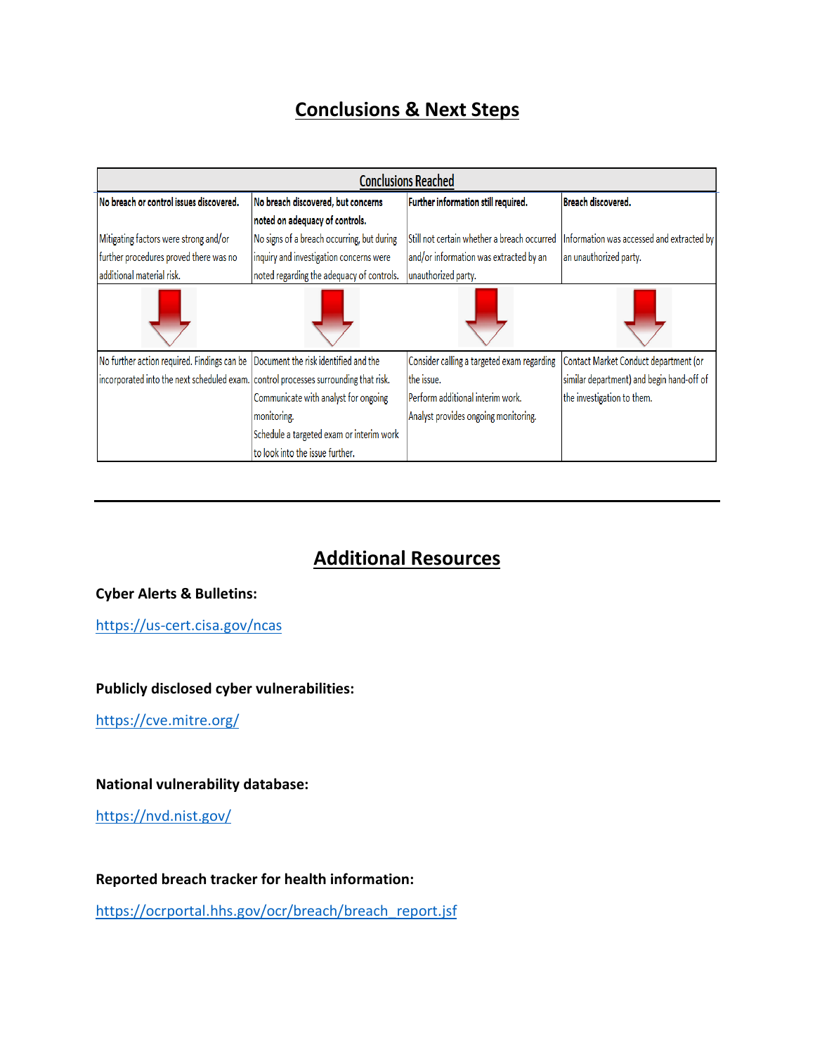# Conclusions & Next Steps

| Conclusions Reached | | | |
|---|---|---|---|
| **No breach or control issues discovered.**<br><br>Mitigating factors were strong and/or further procedures proved there was no additional material risk. | **No breach discovered, but concerns noted on adequacy of controls.**<br>No signs of a breach occurring, but during inquiry and investigation concerns were noted regarding the adequacy of controls. | **Further information still required.**<br><br>Still not certain whether a breach occurred and/or information was extracted by an unauthorized party. | **Breach discovered.**<br><br>Information was accessed and extracted by an unauthorized party. |
| | | | |
| No further action required. Findings can be incorporated into the next scheduled exam. | Document the risk identified and the control processes surrounding that risk.<br>Communicate with analyst for ongoing monitoring.<br>Schedule a targeted exam or interim work to look into the issue further. | Consider calling a targeted exam regarding the issue.<br>Perform additional interim work.<br>Analyst provides ongoing monitoring. | Contact Market Conduct department (or similar department) and begin hand-off of the investigation to them. |

---

# Additional Resources

**Cyber Alerts & Bulletins:**

https://us-cert.cisa.gov/ncas

**Publicly disclosed cyber vulnerabilities:**

https://cve.mitre.org/

**National vulnerability database:**

https://nvd.nist.gov/

**Reported breach tracker for health information:**

https://ocrportal.hhs.gov/ocr/breach/breach_report.jsf